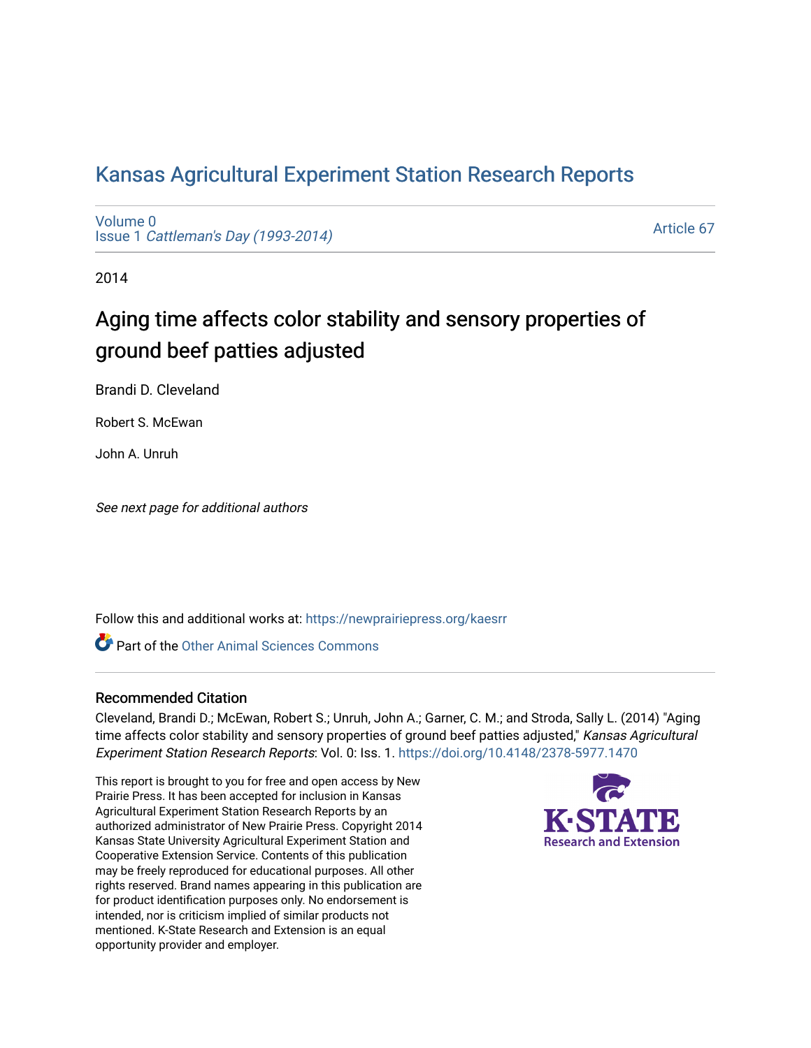# Kansas Agricultural Experiment Station Research Reports

Volume 0
Issue 1 *Cattleman's Day (1993-2014)*

Article 67

2014

## Aging time affects color stability and sensory properties of ground beef patties adjusted

Brandi D. Cleveland

Robert S. McEwan

John A. Unruh

*See next page for additional authors*

Follow this and additional works at: https://newprairiepress.org/kaesrr

Part of the Other Animal Sciences Commons

### Recommended Citation

Cleveland, Brandi D.; McEwan, Robert S.; Unruh, John A.; Garner, C. M.; and Stroda, Sally L. (2014) "Aging time affects color stability and sensory properties of ground beef patties adjusted," *Kansas Agricultural Experiment Station Research Reports*: Vol. 0: Iss. 1. https://doi.org/10.4148/2378-5977.1470

This report is brought to you for free and open access by New Prairie Press. It has been accepted for inclusion in Kansas Agricultural Experiment Station Research Reports by an authorized administrator of New Prairie Press. Copyright 2014 Kansas State University Agricultural Experiment Station and Cooperative Extension Service. Contents of this publication may be freely reproduced for educational purposes. All other rights reserved. Brand names appearing in this publication are for product identification purposes only. No endorsement is intended, nor is criticism implied of similar products not mentioned. K-State Research and Extension is an equal opportunity provider and employer.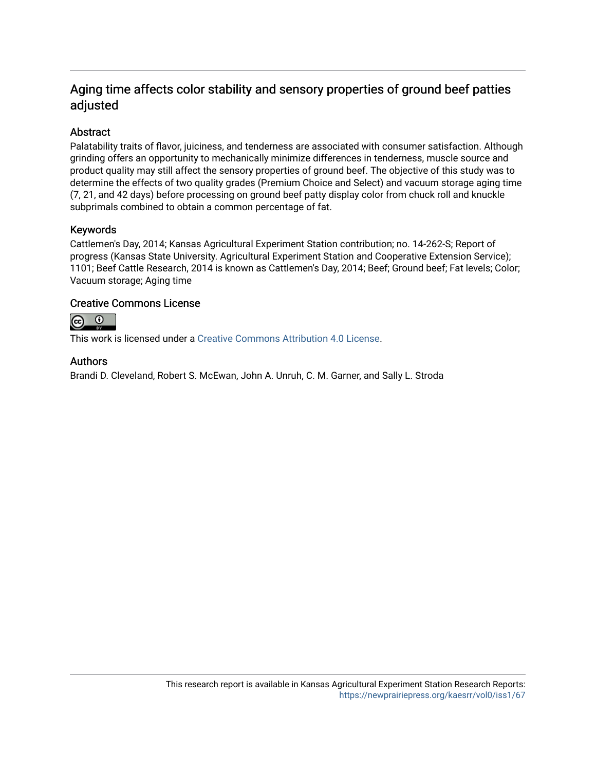## Aging time affects color stability and sensory properties of ground beef patties adjusted

### Abstract

Palatability traits of flavor, juiciness, and tenderness are associated with consumer satisfaction. Although grinding offers an opportunity to mechanically minimize differences in tenderness, muscle source and product quality may still affect the sensory properties of ground beef. The objective of this study was to determine the effects of two quality grades (Premium Choice and Select) and vacuum storage aging time (7, 21, and 42 days) before processing on ground beef patty display color from chuck roll and knuckle subprimals combined to obtain a common percentage of fat.

### Keywords

Cattlemen's Day, 2014; Kansas Agricultural Experiment Station contribution; no. 14-262-S; Report of progress (Kansas State University. Agricultural Experiment Station and Cooperative Extension Service); 1101; Beef Cattle Research, 2014 is known as Cattlemen's Day, 2014; Beef; Ground beef; Fat levels; Color; Vacuum storage; Aging time

### Creative Commons License

This work is licensed under a Creative Commons Attribution 4.0 License.

### Authors

Brandi D. Cleveland, Robert S. McEwan, John A. Unruh, C. M. Garner, and Sally L. Stroda

This research report is available in Kansas Agricultural Experiment Station Research Reports: https://newprairiepress.org/kaesrr/vol0/iss1/67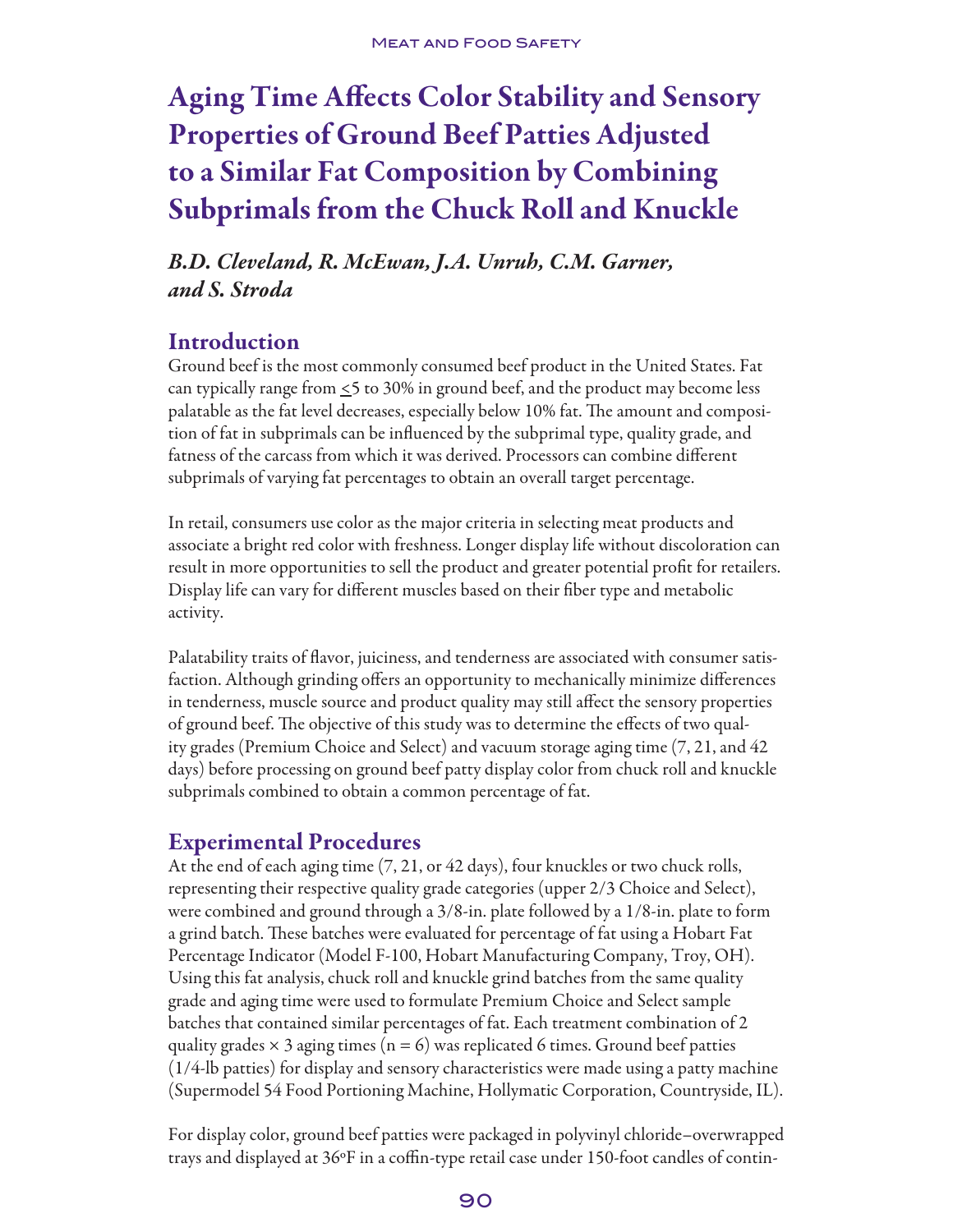# Aging Time Affects Color Stability and Sensory Properties of Ground Beef Patties Adjusted to a Similar Fat Composition by Combining Subprimals from the Chuck Roll and Knuckle

*B.D. Cleveland, R. McEwan, J.A. Unruh, C.M. Garner, and S. Stroda*

## Introduction

Ground beef is the most commonly consumed beef product in the United States. Fat can typically range from $\leq$5 to 30% in ground beef, and the product may become less palatable as the fat level decreases, especially below 10% fat. The amount and composition of fat in subprimals can be influenced by the subprimal type, quality grade, and fatness of the carcass from which it was derived. Processors can combine different subprimals of varying fat percentages to obtain an overall target percentage.

In retail, consumers use color as the major criteria in selecting meat products and associate a bright red color with freshness. Longer display life without discoloration can result in more opportunities to sell the product and greater potential profit for retailers. Display life can vary for different muscles based on their fiber type and metabolic activity.

Palatability traits of flavor, juiciness, and tenderness are associated with consumer satisfaction. Although grinding offers an opportunity to mechanically minimize differences in tenderness, muscle source and product quality may still affect the sensory properties of ground beef. The objective of this study was to determine the effects of two quality grades (Premium Choice and Select) and vacuum storage aging time (7, 21, and 42 days) before processing on ground beef patty display color from chuck roll and knuckle subprimals combined to obtain a common percentage of fat.

## Experimental Procedures

At the end of each aging time (7, 21, or 42 days), four knuckles or two chuck rolls, representing their respective quality grade categories (upper 2/3 Choice and Select), were combined and ground through a 3/8-in. plate followed by a 1/8-in. plate to form a grind batch. These batches were evaluated for percentage of fat using a Hobart Fat Percentage Indicator (Model F-100, Hobart Manufacturing Company, Troy, OH). Using this fat analysis, chuck roll and knuckle grind batches from the same quality grade and aging time were used to formulate Premium Choice and Select sample batches that contained similar percentages of fat. Each treatment combination of 2 quality grades × 3 aging times ($n = 6$) was replicated 6 times. Ground beef patties (1/4-lb patties) for display and sensory characteristics were made using a patty machine (Supermodel 54 Food Portioning Machine, Hollymatic Corporation, Countryside, IL).

For display color, ground beef patties were packaged in polyvinyl chloride–overwrapped trays and displayed at 36°F in a coffin-type retail case under 150-foot candles of contin-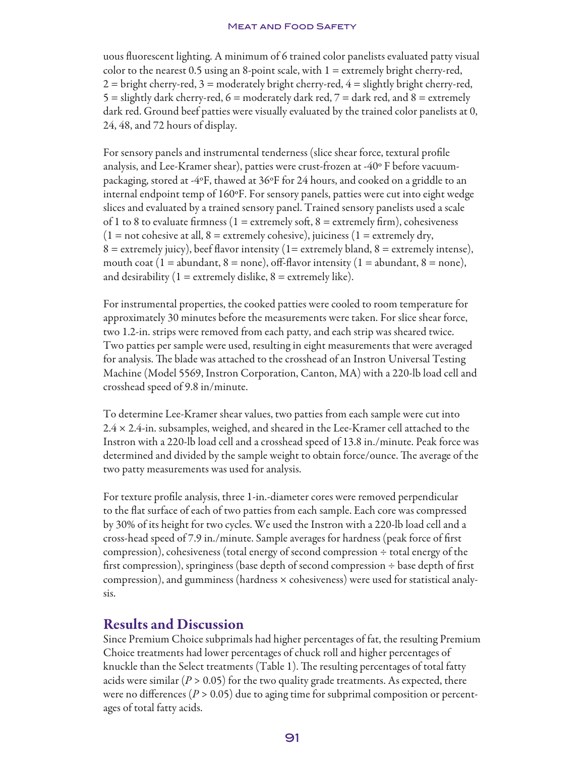uous fluorescent lighting. A minimum of 6 trained color panelists evaluated patty visual color to the nearest 0.5 using an 8-point scale, with 1 = extremely bright cherry-red, 2 = bright cherry-red, 3 = moderately bright cherry-red, 4 = slightly bright cherry-red, 5 = slightly dark cherry-red, 6 = moderately dark red, 7 = dark red, and 8 = extremely dark red. Ground beef patties were visually evaluated by the trained color panelists at 0, 24, 48, and 72 hours of display.

For sensory panels and instrumental tenderness (slice shear force, textural profile analysis, and Lee-Kramer shear), patties were crust-frozen at -40° F before vacuum-packaging, stored at -4°F, thawed at 36°F for 24 hours, and cooked on a griddle to an internal endpoint temp of 160°F. For sensory panels, patties were cut into eight wedge slices and evaluated by a trained sensory panel. Trained sensory panelists used a scale of 1 to 8 to evaluate firmness (1 = extremely soft, 8 = extremely firm), cohesiveness (1 = not cohesive at all, 8 = extremely cohesive), juiciness (1 = extremely dry, 8 = extremely juicy), beef flavor intensity (1= extremely bland, 8 = extremely intense), mouth coat (1 = abundant, 8 = none), off-flavor intensity (1 = abundant, 8 = none), and desirability (1 = extremely dislike, 8 = extremely like).

For instrumental properties, the cooked patties were cooled to room temperature for approximately 30 minutes before the measurements were taken. For slice shear force, two 1.2-in. strips were removed from each patty, and each strip was sheared twice. Two patties per sample were used, resulting in eight measurements that were averaged for analysis. The blade was attached to the crosshead of an Instron Universal Testing Machine (Model 5569, Instron Corporation, Canton, MA) with a 220-lb load cell and crosshead speed of 9.8 in/minute.

To determine Lee-Kramer shear values, two patties from each sample were cut into 2.4 × 2.4-in. subsamples, weighed, and sheared in the Lee-Kramer cell attached to the Instron with a 220-lb load cell and a crosshead speed of 13.8 in./minute. Peak force was determined and divided by the sample weight to obtain force/ounce. The average of the two patty measurements was used for analysis.

For texture profile analysis, three 1-in.-diameter cores were removed perpendicular to the flat surface of each of two patties from each sample. Each core was compressed by 30% of its height for two cycles. We used the Instron with a 220-lb load cell and a cross-head speed of 7.9 in./minute. Sample averages for hardness (peak force of first compression), cohesiveness (total energy of second compression ÷ total energy of the first compression), springiness (base depth of second compression ÷ base depth of first compression), and gumminess (hardness × cohesiveness) were used for statistical analysis.

## Results and Discussion

Since Premium Choice subprimals had higher percentages of fat, the resulting Premium Choice treatments had lower percentages of chuck roll and higher percentages of knuckle than the Select treatments (Table 1). The resulting percentages of total fatty acids were similar ($P > 0.05$) for the two quality grade treatments. As expected, there were no differences ($P > 0.05$) due to aging time for subprimal composition or percentages of total fatty acids.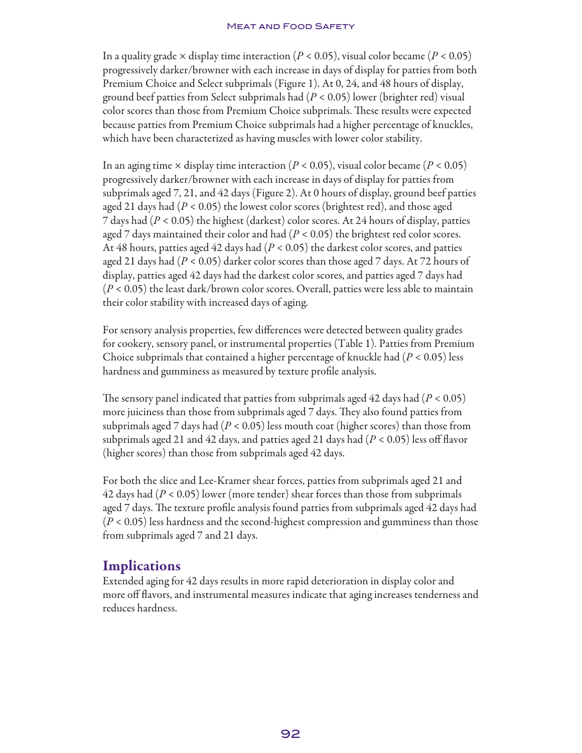In a quality grade × display time interaction ($P < 0.05$), visual color became ($P < 0.05$) progressively darker/browner with each increase in days of display for patties from both Premium Choice and Select subprimals (Figure 1). At 0, 24, and 48 hours of display, ground beef patties from Select subprimals had ($P < 0.05$) lower (brighter red) visual color scores than those from Premium Choice subprimals. These results were expected because patties from Premium Choice subprimals had a higher percentage of knuckles, which have been characterized as having muscles with lower color stability.

In an aging time × display time interaction ($P < 0.05$), visual color became ($P < 0.05$) progressively darker/browner with each increase in days of display for patties from subprimals aged 7, 21, and 42 days (Figure 2). At 0 hours of display, ground beef patties aged 21 days had ($P < 0.05$) the lowest color scores (brightest red), and those aged 7 days had ($P < 0.05$) the highest (darkest) color scores. At 24 hours of display, patties aged 7 days maintained their color and had ($P < 0.05$) the brightest red color scores. At 48 hours, patties aged 42 days had ($P < 0.05$) the darkest color scores, and patties aged 21 days had ($P < 0.05$) darker color scores than those aged 7 days. At 72 hours of display, patties aged 42 days had the darkest color scores, and patties aged 7 days had ($P < 0.05$) the least dark/brown color scores. Overall, patties were less able to maintain their color stability with increased days of aging.

For sensory analysis properties, few differences were detected between quality grades for cookery, sensory panel, or instrumental properties (Table 1). Patties from Premium Choice subprimals that contained a higher percentage of knuckle had ($P < 0.05$) less hardness and gumminess as measured by texture profile analysis.

The sensory panel indicated that patties from subprimals aged 42 days had ($P < 0.05$) more juiciness than those from subprimals aged 7 days. They also found patties from subprimals aged 7 days had ($P < 0.05$) less mouth coat (higher scores) than those from subprimals aged 21 and 42 days, and patties aged 21 days had ($P < 0.05$) less off flavor (higher scores) than those from subprimals aged 42 days.

For both the slice and Lee-Kramer shear forces, patties from subprimals aged 21 and 42 days had ($P < 0.05$) lower (more tender) shear forces than those from subprimals aged 7 days. The texture profile analysis found patties from subprimals aged 42 days had ($P < 0.05$) less hardness and the second-highest compression and gumminess than those from subprimals aged 7 and 21 days.

## Implications

Extended aging for 42 days results in more rapid deterioration in display color and more off flavors, and instrumental measures indicate that aging increases tenderness and reduces hardness.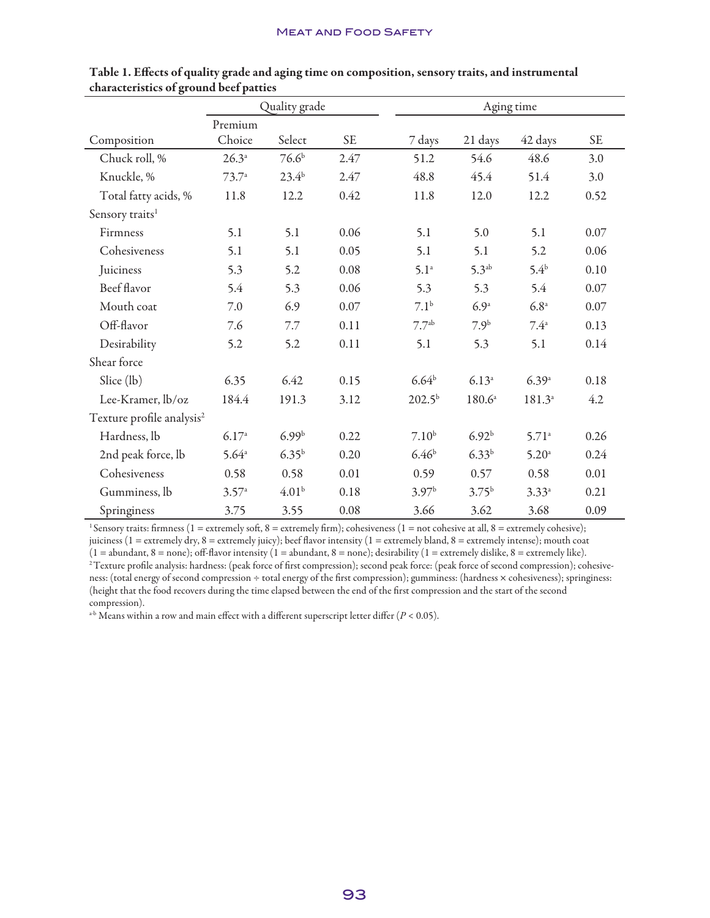**Table 1. Effects of quality grade and aging time on composition, sensory traits, and instrumental characteristics of ground beef patties**

| | Quality grade | | | Aging time | | | |
|---|---|---|---|---|---|---|---|
| Composition | Premium Choice | Select | SE | 7 days | 21 days | 42 days | SE |
| Chuck roll, % | 26.3[a] | 76.6[b] | 2.47 | 51.2 | 54.6 | 48.6 | 3.0 |
| Knuckle, % | 73.7[a] | 23.4[b] | 2.47 | 48.8 | 45.4 | 51.4 | 3.0 |
| Total fatty acids, % | 11.8 | 12.2 | 0.42 | 11.8 | 12.0 | 12.2 | 0.52 |
| Sensory traits[1] | | | | | | | |
| Firmness | 5.1 | 5.1 | 0.06 | 5.1 | 5.0 | 5.1 | 0.07 |
| Cohesiveness | 5.1 | 5.1 | 0.05 | 5.1 | 5.1 | 5.2 | 0.06 |
| Juiciness | 5.3 | 5.2 | 0.08 | 5.1[a] | 5.3[ab] | 5.4[b] | 0.10 |
| Beef flavor | 5.4 | 5.3 | 0.06 | 5.3 | 5.3 | 5.4 | 0.07 |
| Mouth coat | 7.0 | 6.9 | 0.07 | 7.1[b] | 6.9[a] | 6.8[a] | 0.07 |
| Off-flavor | 7.6 | 7.7 | 0.11 | 7.7[ab] | 7.9[b] | 7.4[a] | 0.13 |
| Desirability | 5.2 | 5.2 | 0.11 | 5.1 | 5.3 | 5.1 | 0.14 |
| Shear force | | | | | | | |
| Slice (lb) | 6.35 | 6.42 | 0.15 | 6.64[b] | 6.13[a] | 6.39[a] | 0.18 |
| Lee-Kramer, lb/oz | 184.4 | 191.3 | 3.12 | 202.5[b] | 180.6[a] | 181.3[a] | 4.2 |
| Texture profile analysis[2] | | | | | | | |
| Hardness, lb | 6.17[a] | 6.99[b] | 0.22 | 7.10[b] | 6.92[b] | 5.71[a] | 0.26 |
| 2nd peak force, lb | 5.64[a] | 6.35[b] | 0.20 | 6.46[b] | 6.33[b] | 5.20[a] | 0.24 |
| Cohesiveness | 0.58 | 0.58 | 0.01 | 0.59 | 0.57 | 0.58 | 0.01 |
| Gumminess, lb | 3.57[a] | 4.01[b] | 0.18 | 3.97[b] | 3.75[b] | 3.33[a] | 0.21 |
| Springiness | 3.75 | 3.55 | 0.08 | 3.66 | 3.62 | 3.68 | 0.09 |

[1] Sensory traits: firmness (1 = extremely soft, 8 = extremely firm); cohesiveness (1 = not cohesive at all, 8 = extremely cohesive); juiciness (1 = extremely dry, 8 = extremely juicy); beef flavor intensity (1 = extremely bland, 8 = extremely intense); mouth coat (1 = abundant, 8 = none); off-flavor intensity (1 = abundant, 8 = none); desirability (1 = extremely dislike, 8 = extremely like).
[2] Texture profile analysis: hardness: (peak force of first compression); second peak force: (peak force of second compression); cohesiveness: (total energy of second compression ÷ total energy of the first compression); gumminess: (hardness × cohesiveness); springiness: (height that the food recovers during the time elapsed between the end of the first compression and the start of the second compression).
[a-b] Means within a row and main effect with a different superscript letter differ ($P < 0.05$).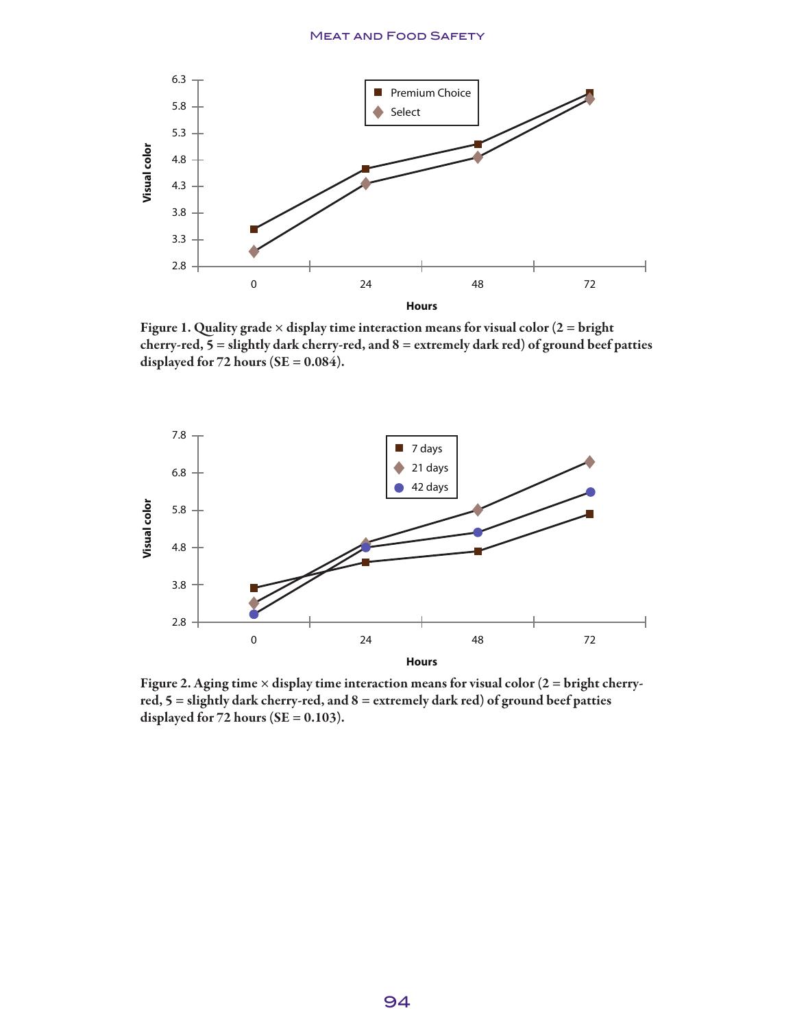6.3
5.8
5.3
4.8
4.3
3.8
3.3
2.8

Visual color

0
24
48
72

Hours

Premium Choice
Select

**Figure 1. Quality grade × display time interaction means for visual color (2 = bright cherry-red, 5 = slightly dark cherry-red, and 8 = extremely dark red) of ground beef patties displayed for 72 hours (SE = 0.084).**

7.8
6.8
5.8
4.8
3.8
2.8

Visual color

0
24
48
72

Hours

7 days
21 days
42 days

**Figure 2. Aging time × display time interaction means for visual color (2 = bright cherry-red, 5 = slightly dark cherry-red, and 8 = extremely dark red) of ground beef patties displayed for 72 hours (SE = 0.103).**